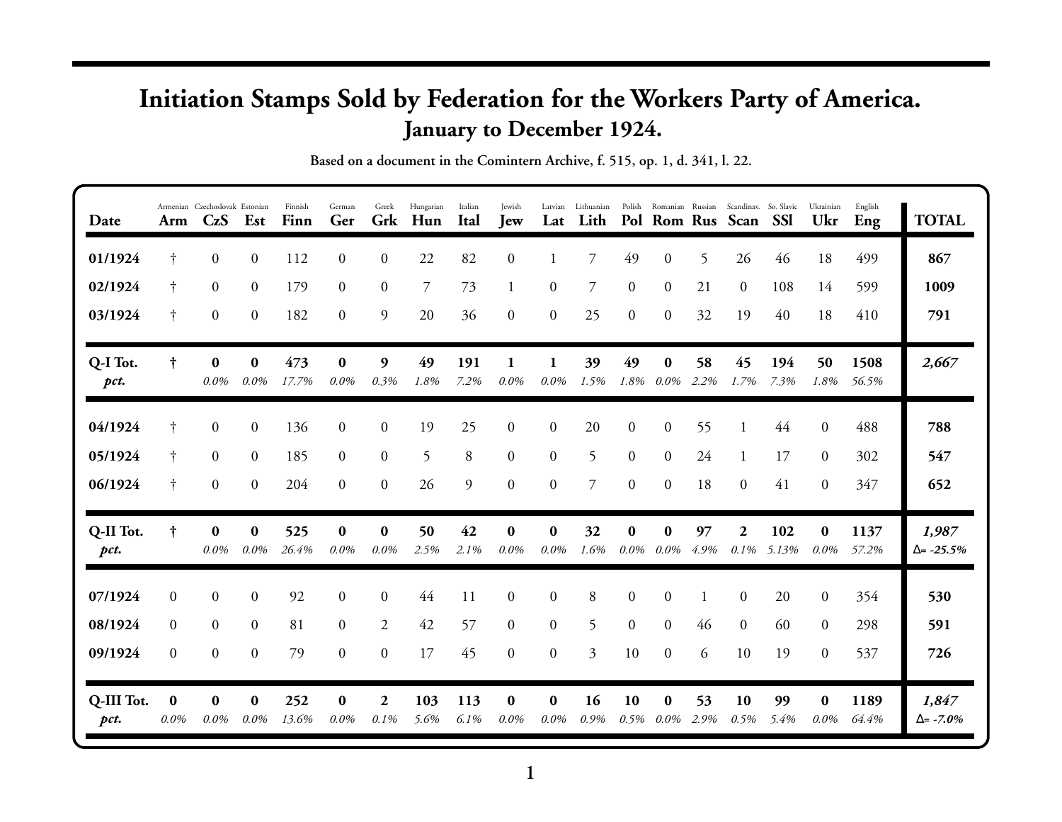# Initiation Stamps Sold by Federation for the Workers Party of America.

## January to December 1924.

**Based on a document in the Comintern Archive, f. 515, op. 1, d. 341, l. 22.**

| Date | Armenian Arm | Czechoslovak CzS | Estonian Est | Finnish Finn | German Ger | Greek Grk | Hungarian Hun | Italian Ital | Jewish Jew | Latvian Lat | Lithuanian Lith | Polish Pol | Romanian Rom | Russian Rus | Scandinav. Scan | So. Slavic SSl | Ukrainian Ukr | English Eng | TOTAL |
|---|---|---|---|---|---|---|---|---|---|---|---|---|---|---|---|---|---|---|---|
| **01/1924** | † | 0 | 0 | 112 | 0 | 0 | 22 | 82 | 0 | 1 | 7 | 49 | 0 | 5 | 26 | 46 | 18 | 499 | **867** |
| **02/1924** | † | 0 | 0 | 179 | 0 | 0 | 7 | 73 | 1 | 0 | 7 | 0 | 0 | 21 | 0 | 108 | 14 | 599 | **1009** |
| **03/1924** | † | 0 | 0 | 182 | 0 | 9 | 20 | 36 | 0 | 0 | 25 | 0 | 0 | 32 | 19 | 40 | 18 | 410 | **791** |
| **Q-I Tot.** | **†** | **0** | **0** | **473** | **0** | **9** | **49** | **191** | **1** | **1** | **39** | **49** | **0** | **58** | **45** | **194** | **50** | **1508** | ***2,667*** |
| ***pct.*** | | *0.0%* | *0.0%* | *17.7%* | *0.0%* | *0.3%* | *1.8%* | *7.2%* | *0.0%* | *0.0%* | *1.5%* | *1.8%* | *0.0%* | *2.2%* | *1.7%* | *7.3%* | *1.8%* | *56.5%* | |
| **04/1924** | † | 0 | 0 | 136 | 0 | 0 | 19 | 25 | 0 | 0 | 20 | 0 | 0 | 55 | 1 | 44 | 0 | 488 | **788** |
| **05/1924** | † | 0 | 0 | 185 | 0 | 0 | 5 | 8 | 0 | 0 | 5 | 0 | 0 | 24 | 1 | 17 | 0 | 302 | **547** |
| **06/1924** | † | 0 | 0 | 204 | 0 | 0 | 26 | 9 | 0 | 0 | 7 | 0 | 0 | 18 | 0 | 41 | 0 | 347 | **652** |
| **Q-II Tot.** | **†** | **0** | **0** | **525** | **0** | **0** | **50** | **42** | **0** | **0** | **32** | **0** | **0** | **97** | **2** | **102** | **0** | **1137** | ***1,987*** |
| ***pct.*** | | *0.0%* | *0.0%* | *26.4%* | *0.0%* | *0.0%* | *2.5%* | *2.1%* | *0.0%* | *0.0%* | *1.6%* | *0.0%* | *0.0%* | *4.9%* | *0.1%* | *5.13%* | *0.0%* | *57.2%* | ***Δ= -25.5%*** |
| **07/1924** | 0 | 0 | 0 | 92 | 0 | 0 | 44 | 11 | 0 | 0 | 8 | 0 | 0 | 1 | 0 | 20 | 0 | 354 | **530** |
| **08/1924** | 0 | 0 | 0 | 81 | 0 | 2 | 42 | 57 | 0 | 0 | 5 | 0 | 0 | 46 | 0 | 60 | 0 | 298 | **591** |
| **09/1924** | 0 | 0 | 0 | 79 | 0 | 0 | 17 | 45 | 0 | 0 | 3 | 10 | 0 | 6 | 10 | 19 | 0 | 537 | **726** |
| **Q-III Tot.** | **0** | **0** | **0** | **252** | **0** | **2** | **103** | **113** | **0** | **0** | **16** | **10** | **0** | **53** | **10** | **99** | **0** | **1189** | ***1,847*** |
| ***pct.*** | *0.0%* | *0.0%* | *0.0%* | *13.6%* | *0.0%* | *0.1%* | *5.6%* | *6.1%* | *0.0%* | *0.0%* | *0.9%* | *0.5%* | *0.0%* | *2.9%* | *0.5%* | *5.4%* | *0.0%* | *64.4%* | ***Δ= -7.0%*** |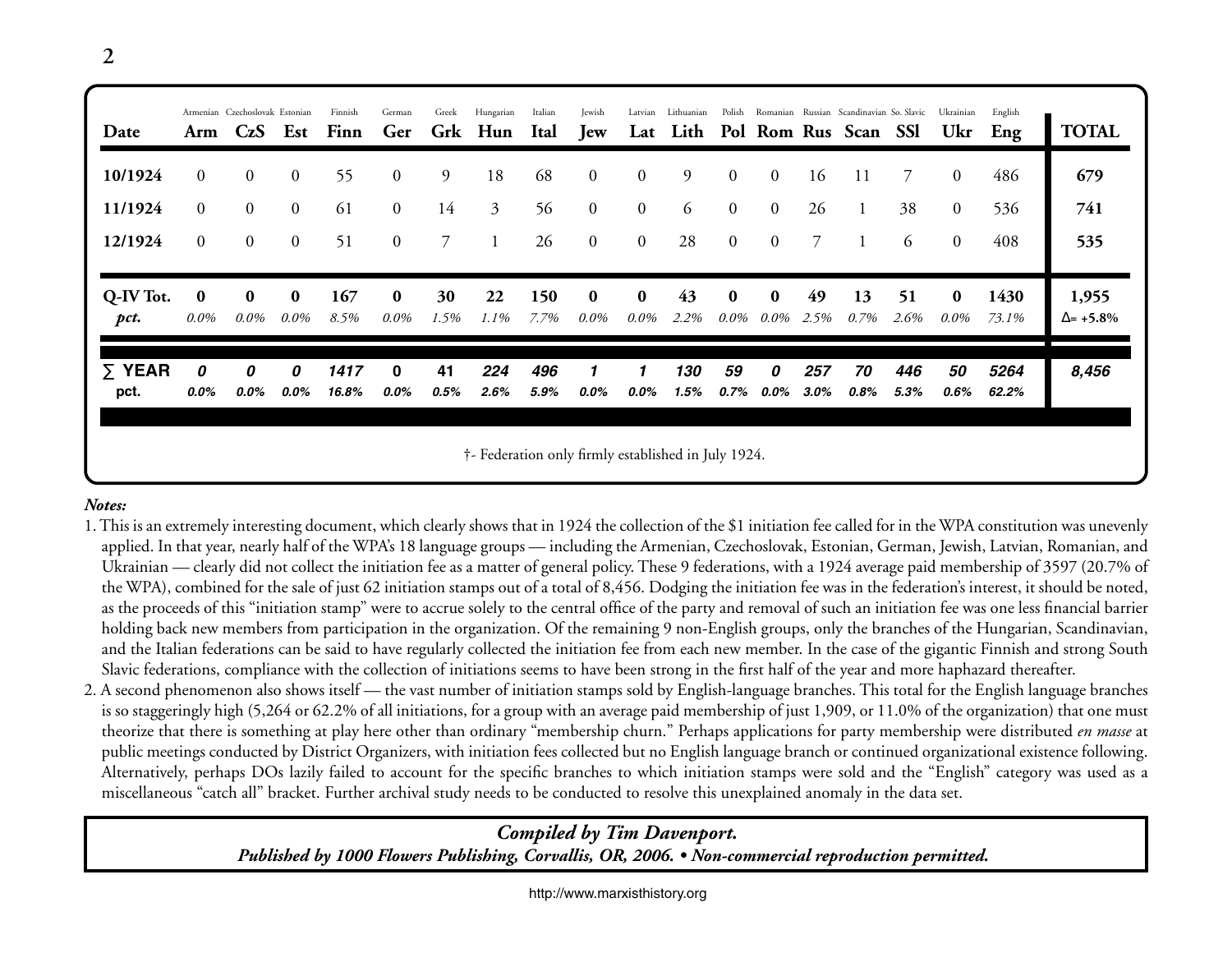| Date | Armenian Arm | Czechoslovak CzS | Estonian Est | Finnish Finn | German Ger | Greek Grk | Hungarian Hun | Italian Ital | Jewish Jew | Latvian Lat | Lithuanian Lith | Polish Pol | Romanian Rom | Russian Rus | Scandinavian Scan | So. Slavic SSl | Ukrainian Ukr | English Eng | TOTAL |
|---|---|---|---|---|---|---|---|---|---|---|---|---|---|---|---|---|---|---|---|
| **10/1924** | 0 | 0 | 0 | 55 | 0 | 9 | 18 | 68 | 0 | 0 | 9 | 0 | 0 | 16 | 11 | 7 | 0 | 486 | **679** |
| **11/1924** | 0 | 0 | 0 | 61 | 0 | 14 | 3 | 56 | 0 | 0 | 6 | 0 | 0 | 26 | 1 | 38 | 0 | 536 | **741** |
| **12/1924** | 0 | 0 | 0 | 51 | 0 | 7 | 1 | 26 | 0 | 0 | 28 | 0 | 0 | 7 | 1 | 6 | 0 | 408 | **535** |
| **Q-IV Tot.** | **0** | **0** | **0** | **167** | **0** | **30** | **22** | **150** | **0** | **0** | **43** | **0** | **0** | **49** | **13** | **51** | **0** | **1430** | **1,955** |
| ***pct.*** | *0.0%* | *0.0%* | *0.0%* | *8.5%* | *0.0%* | *1.5%* | *1.1%* | *7.7%* | *0.0%* | *0.0%* | *2.2%* | *0.0%* | *0.0%* | *2.5%* | *0.7%* | *2.6%* | *0.0%* | *73.1%* | **Δ= +5.8%** |
| **∑ YEAR** | ***0*** | ***0*** | ***0*** | ***1417*** | **0** | **41** | ***224*** | ***496*** | ***1*** | ***1*** | ***130*** | ***59*** | ***0*** | ***257*** | ***70*** | ***446*** | ***50*** | ***5264*** | ***8,456*** |
| **pct.** | ***0.0%*** | ***0.0%*** | ***0.0%*** | ***16.8%*** | ***0.0%*** | ***0.5%*** | ***2.6%*** | ***5.9%*** | ***0.0%*** | ***0.0%*** | ***1.5%*** | ***0.7%*** | ***0.0%*** | ***3.0%*** | ***0.8%*** | ***5.3%*** | ***0.6%*** | ***62.2%*** | |

†- Federation only firmly established in July 1924.

***Notes:***

1. This is an extremely interesting document, which clearly shows that in 1924 the collection of the $1 initiation fee called for in the WPA constitution was unevenly applied. In that year, nearly half of the WPA's 18 language groups — including the Armenian, Czechoslovak, Estonian, German, Jewish, Latvian, Romanian, and Ukrainian — clearly did not collect the initiation fee as a matter of general policy. These 9 federations, with a 1924 average paid membership of 3597 (20.7% of the WPA), combined for the sale of just 62 initiation stamps out of a total of 8,456. Dodging the initiation fee was in the federation's interest, it should be noted, as the proceeds of this "initiation stamp" were to accrue solely to the central office of the party and removal of such an initiation fee was one less financial barrier holding back new members from participation in the organization. Of the remaining 9 non-English groups, only the branches of the Hungarian, Scandinavian, and the Italian federations can be said to have regularly collected the initiation fee from each new member. In the case of the gigantic Finnish and strong South Slavic federations, compliance with the collection of initiations seems to have been strong in the first half of the year and more haphazard thereafter.
2. A second phenomenon also shows itself — the vast number of initiation stamps sold by English-language branches. This total for the English language branches is so staggeringly high (5,264 or 62.2% of all initiations, for a group with an average paid membership of just 1,909, or 11.0% of the organization) that one must theorize that there is something at play here other than ordinary "membership churn." Perhaps applications for party membership were distributed *en masse* at public meetings conducted by District Organizers, with initiation fees collected but no English language branch or continued organizational existence following. Alternatively, perhaps DOs lazily failed to account for the specific branches to which initiation stamps were sold and the "English" category was used as a miscellaneous "catch all" bracket. Further archival study needs to be conducted to resolve this unexplained anomaly in the data set.

***Compiled by Tim Davenport.***
***Published by 1000 Flowers Publishing, Corvallis, OR, 2006. • Non-commercial reproduction permitted.***

http://www.marxisthistory.org